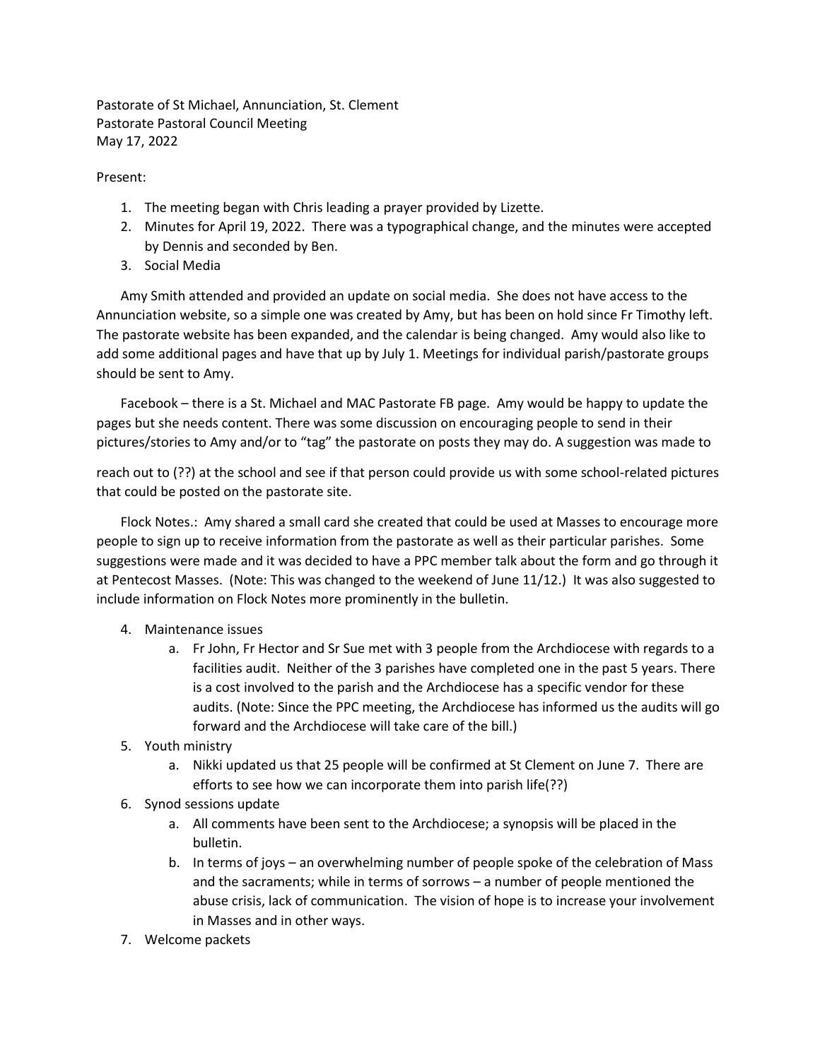Pastorate of St Michael, Annunciation, St. Clement
Pastorate Pastoral Council Meeting
May 17, 2022

Present:

1. The meeting began with Chris leading a prayer provided by Lizette.
2. Minutes for April 19, 2022. There was a typographical change, and the minutes were accepted by Dennis and seconded by Ben.
3. Social Media

Amy Smith attended and provided an update on social media. She does not have access to the Annunciation website, so a simple one was created by Amy, but has been on hold since Fr Timothy left. The pastorate website has been expanded, and the calendar is being changed. Amy would also like to add some additional pages and have that up by July 1. Meetings for individual parish/pastorate groups should be sent to Amy.

Facebook – there is a St. Michael and MAC Pastorate FB page. Amy would be happy to update the pages but she needs content. There was some discussion on encouraging people to send in their pictures/stories to Amy and/or to "tag" the pastorate on posts they may do. A suggestion was made to reach out to (??) at the school and see if that person could provide us with some school-related pictures that could be posted on the pastorate site.

Flock Notes.: Amy shared a small card she created that could be used at Masses to encourage more people to sign up to receive information from the pastorate as well as their particular parishes. Some suggestions were made and it was decided to have a PPC member talk about the form and go through it at Pentecost Masses. (Note: This was changed to the weekend of June 11/12.) It was also suggested to include information on Flock Notes more prominently in the bulletin.

4. Maintenance issues
    a. Fr John, Fr Hector and Sr Sue met with 3 people from the Archdiocese with regards to a facilities audit. Neither of the 3 parishes have completed one in the past 5 years. There is a cost involved to the parish and the Archdiocese has a specific vendor for these audits. (Note: Since the PPC meeting, the Archdiocese has informed us the audits will go forward and the Archdiocese will take care of the bill.)
5. Youth ministry
    a. Nikki updated us that 25 people will be confirmed at St Clement on June 7. There are efforts to see how we can incorporate them into parish life(??)
6. Synod sessions update
    a. All comments have been sent to the Archdiocese; a synopsis will be placed in the bulletin.
    b. In terms of joys – an overwhelming number of people spoke of the celebration of Mass and the sacraments; while in terms of sorrows – a number of people mentioned the abuse crisis, lack of communication. The vision of hope is to increase your involvement in Masses and in other ways.
7. Welcome packets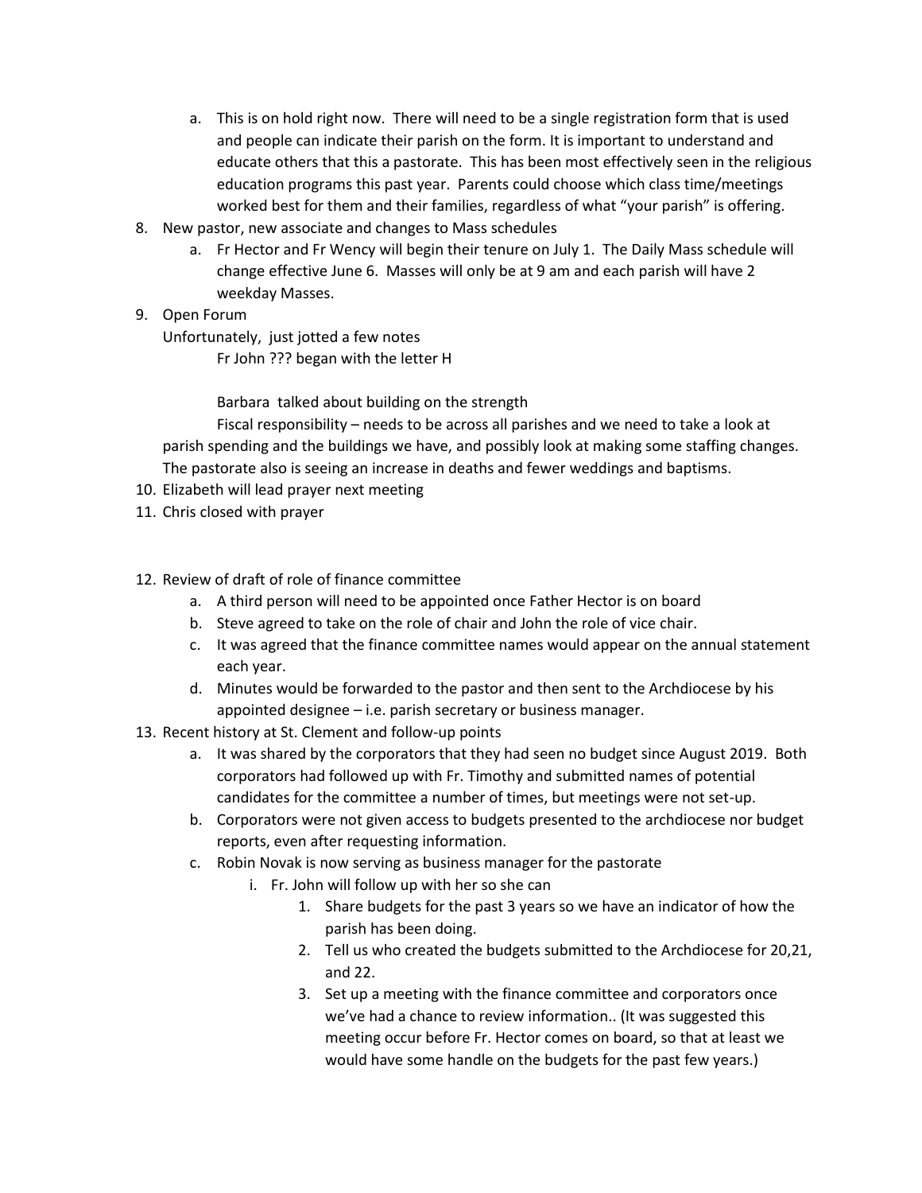a. This is on hold right now. There will need to be a single registration form that is used and people can indicate their parish on the form. It is important to understand and educate others that this a pastorate. This has been most effectively seen in the religious education programs this past year. Parents could choose which class time/meetings worked best for them and their families, regardless of what "your parish" is offering.

8. New pastor, new associate and changes to Mass schedules
   a. Fr Hector and Fr Wency will begin their tenure on July 1. The Daily Mass schedule will change effective June 6. Masses will only be at 9 am and each parish will have 2 weekday Masses.
9. Open Forum

   Unfortunately, just jotted a few notes

   Fr John ??? began with the letter H

   Barbara talked about building on the strength

   Fiscal responsibility – needs to be across all parishes and we need to take a look at parish spending and the buildings we have, and possibly look at making some staffing changes. The pastorate also is seeing an increase in deaths and fewer weddings and baptisms.
10. Elizabeth will lead prayer next meeting
11. Chris closed with prayer

12. Review of draft of role of finance committee
    a. A third person will need to be appointed once Father Hector is on board
    b. Steve agreed to take on the role of chair and John the role of vice chair.
    c. It was agreed that the finance committee names would appear on the annual statement each year.
    d. Minutes would be forwarded to the pastor and then sent to the Archdiocese by his appointed designee – i.e. parish secretary or business manager.
13. Recent history at St. Clement and follow-up points
    a. It was shared by the corporators that they had seen no budget since August 2019. Both corporators had followed up with Fr. Timothy and submitted names of potential candidates for the committee a number of times, but meetings were not set-up.
    b. Corporators were not given access to budgets presented to the archdiocese nor budget reports, even after requesting information.
    c. Robin Novak is now serving as business manager for the pastorate
       i. Fr. John will follow up with her so she can
          1. Share budgets for the past 3 years so we have an indicator of how the parish has been doing.
          2. Tell us who created the budgets submitted to the Archdiocese for 20,21, and 22.
          3. Set up a meeting with the finance committee and corporators once we've had a chance to review information.. (It was suggested this meeting occur before Fr. Hector comes on board, so that at least we would have some handle on the budgets for the past few years.)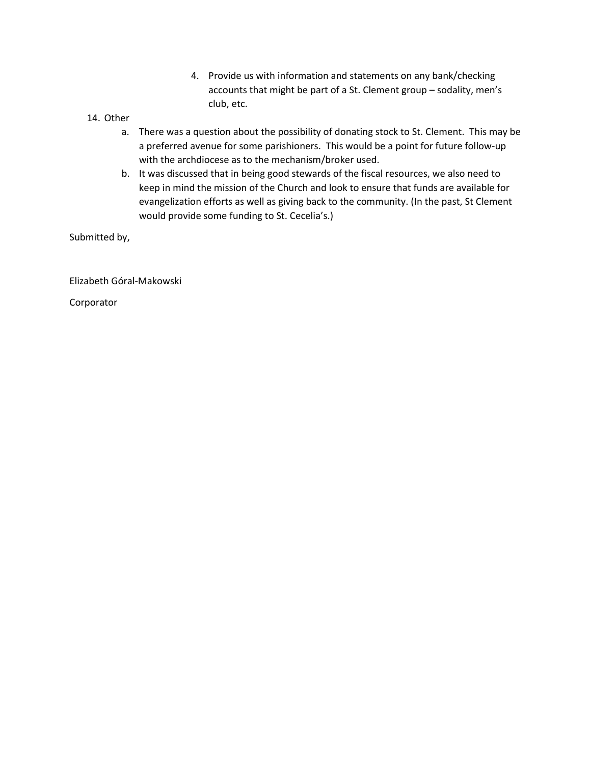4. Provide us with information and statements on any bank/checking accounts that might be part of a St. Clement group – sodality, men's club, etc.

14. Other
    a. There was a question about the possibility of donating stock to St. Clement. This may be a preferred avenue for some parishioners. This would be a point for future follow-up with the archdiocese as to the mechanism/broker used.
    b. It was discussed that in being good stewards of the fiscal resources, we also need to keep in mind the mission of the Church and look to ensure that funds are available for evangelization efforts as well as giving back to the community. (In the past, St Clement would provide some funding to St. Cecelia's.)

Submitted by,

Elizabeth Góral-Makowski

Corporator